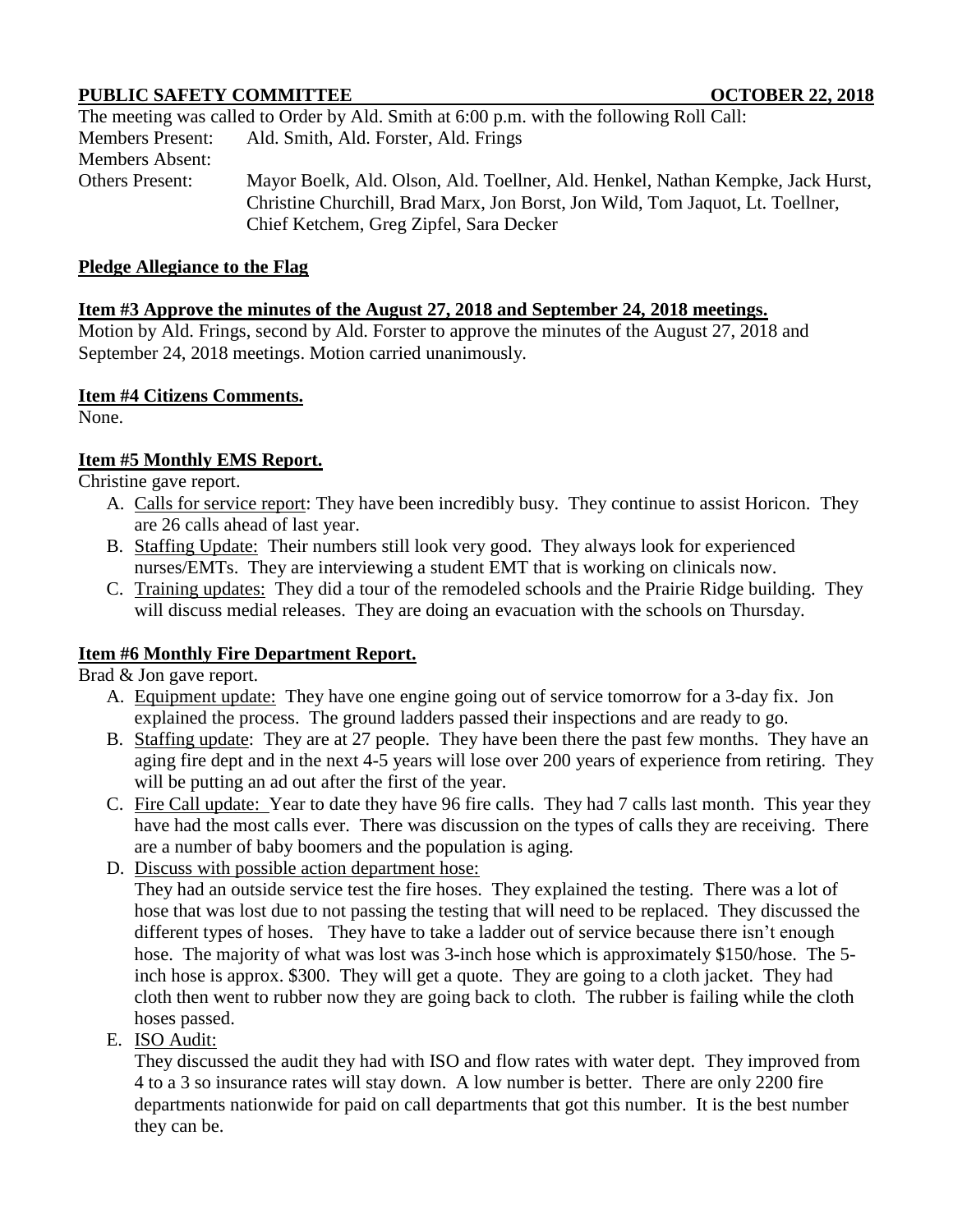**PUBLIC SAFETY COMMITTEE OCTOBER 22, 2018**

The meeting was called to Order by Ald. Smith at 6:00 p.m. with the following Roll Call:

Members Present: Ald. Smith, Ald. Forster, Ald. Frings

Members Absent:

Others Present: Mayor Boelk, Ald. Olson, Ald. Toellner, Ald. Henkel, Nathan Kempke, Jack Hurst, Christine Churchill, Brad Marx, Jon Borst, Jon Wild, Tom Jaquot, Lt. Toellner, Chief Ketchem, Greg Zipfel, Sara Decker

**Pledge Allegiance to the Flag**

**Item #3 Approve the minutes of the August 27, 2018 and September 24, 2018 meetings.**

Motion by Ald. Frings, second by Ald. Forster to approve the minutes of the August 27, 2018 and September 24, 2018 meetings. Motion carried unanimously.

**Item #4 Citizens Comments.**

None.

**Item #5 Monthly EMS Report.**

Christine gave report.

A. Calls for service report: They have been incredibly busy. They continue to assist Horicon. They are 26 calls ahead of last year.
B. Staffing Update: Their numbers still look very good. They always look for experienced nurses/EMTs. They are interviewing a student EMT that is working on clinicals now.
C. Training updates: They did a tour of the remodeled schools and the Prairie Ridge building. They will discuss medial releases. They are doing an evacuation with the schools on Thursday.

**Item #6 Monthly Fire Department Report.**

Brad & Jon gave report.

A. Equipment update: They have one engine going out of service tomorrow for a 3-day fix. Jon explained the process. The ground ladders passed their inspections and are ready to go.
B. Staffing update: They are at 27 people. They have been there the past few months. They have an aging fire dept and in the next 4-5 years will lose over 200 years of experience from retiring. They will be putting an ad out after the first of the year.
C. Fire Call update: Year to date they have 96 fire calls. They had 7 calls last month. This year they have had the most calls ever. There was discussion on the types of calls they are receiving. There are a number of baby boomers and the population is aging.
D. Discuss with possible action department hose:
   They had an outside service test the fire hoses. They explained the testing. There was a lot of hose that was lost due to not passing the testing that will need to be replaced. They discussed the different types of hoses. They have to take a ladder out of service because there isn't enough hose. The majority of what was lost was 3-inch hose which is approximately $150/hose. The 5-inch hose is approx. $300. They will get a quote. They are going to a cloth jacket. They had cloth then went to rubber now they are going back to cloth. The rubber is failing while the cloth hoses passed.
E. ISO Audit:
   They discussed the audit they had with ISO and flow rates with water dept. They improved from 4 to a 3 so insurance rates will stay down. A low number is better. There are only 2200 fire departments nationwide for paid on call departments that got this number. It is the best number they can be.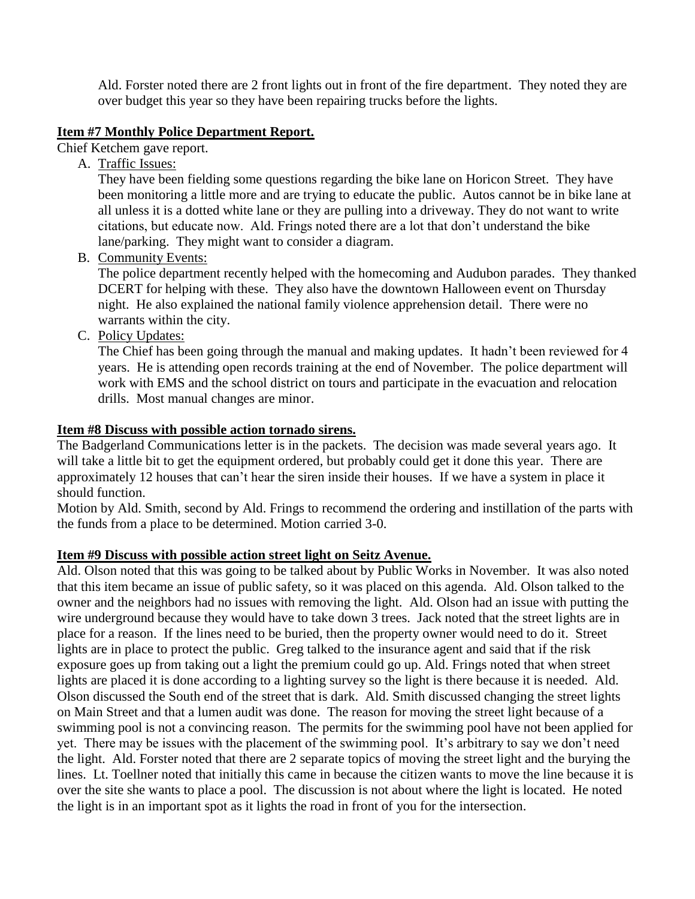Ald. Forster noted there are 2 front lights out in front of the fire department. They noted they are over budget this year so they have been repairing trucks before the lights.

**Item #7 Monthly Police Department Report.**

Chief Ketchem gave report.

A. Traffic Issues:
   They have been fielding some questions regarding the bike lane on Horicon Street. They have been monitoring a little more and are trying to educate the public. Autos cannot be in bike lane at all unless it is a dotted white lane or they are pulling into a driveway. They do not want to write citations, but educate now. Ald. Frings noted there are a lot that don't understand the bike lane/parking. They might want to consider a diagram.

B. Community Events:
   The police department recently helped with the homecoming and Audubon parades. They thanked DCERT for helping with these. They also have the downtown Halloween event on Thursday night. He also explained the national family violence apprehension detail. There were no warrants within the city.

C. Policy Updates:
   The Chief has been going through the manual and making updates. It hadn't been reviewed for 4 years. He is attending open records training at the end of November. The police department will work with EMS and the school district on tours and participate in the evacuation and relocation drills. Most manual changes are minor.

**Item #8 Discuss with possible action tornado sirens.**

The Badgerland Communications letter is in the packets. The decision was made several years ago. It will take a little bit to get the equipment ordered, but probably could get it done this year. There are approximately 12 houses that can't hear the siren inside their houses. If we have a system in place it should function.

Motion by Ald. Smith, second by Ald. Frings to recommend the ordering and instillation of the parts with the funds from a place to be determined. Motion carried 3-0.

**Item #9 Discuss with possible action street light on Seitz Avenue.**

Ald. Olson noted that this was going to be talked about by Public Works in November. It was also noted that this item became an issue of public safety, so it was placed on this agenda. Ald. Olson talked to the owner and the neighbors had no issues with removing the light. Ald. Olson had an issue with putting the wire underground because they would have to take down 3 trees. Jack noted that the street lights are in place for a reason. If the lines need to be buried, then the property owner would need to do it. Street lights are in place to protect the public. Greg talked to the insurance agent and said that if the risk exposure goes up from taking out a light the premium could go up. Ald. Frings noted that when street lights are placed it is done according to a lighting survey so the light is there because it is needed. Ald. Olson discussed the South end of the street that is dark. Ald. Smith discussed changing the street lights on Main Street and that a lumen audit was done. The reason for moving the street light because of a swimming pool is not a convincing reason. The permits for the swimming pool have not been applied for yet. There may be issues with the placement of the swimming pool. It's arbitrary to say we don't need the light. Ald. Forster noted that there are 2 separate topics of moving the street light and the burying the lines. Lt. Toellner noted that initially this came in because the citizen wants to move the line because it is over the site she wants to place a pool. The discussion is not about where the light is located. He noted the light is in an important spot as it lights the road in front of you for the intersection.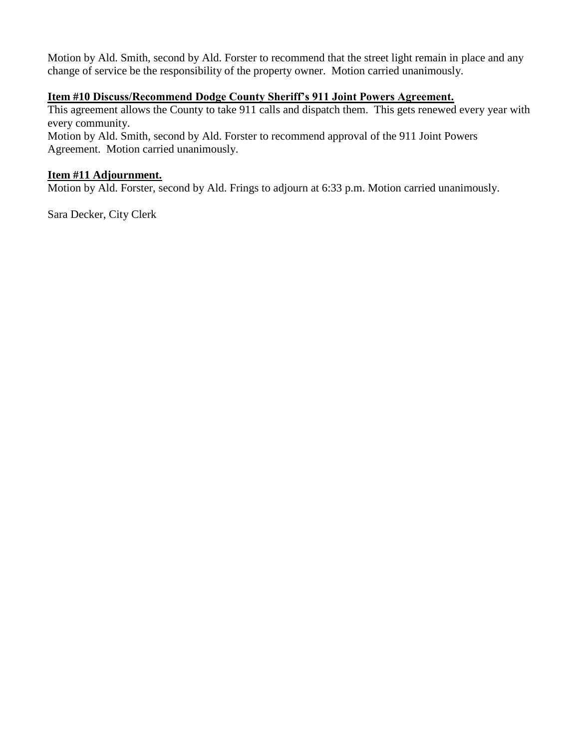Motion by Ald. Smith, second by Ald. Forster to recommend that the street light remain in place and any change of service be the responsibility of the property owner. Motion carried unanimously.

**Item #10 Discuss/Recommend Dodge County Sheriff's 911 Joint Powers Agreement.**

This agreement allows the County to take 911 calls and dispatch them. This gets renewed every year with every community.

Motion by Ald. Smith, second by Ald. Forster to recommend approval of the 911 Joint Powers Agreement. Motion carried unanimously.

**Item #11 Adjournment.**

Motion by Ald. Forster, second by Ald. Frings to adjourn at 6:33 p.m. Motion carried unanimously.

Sara Decker, City Clerk